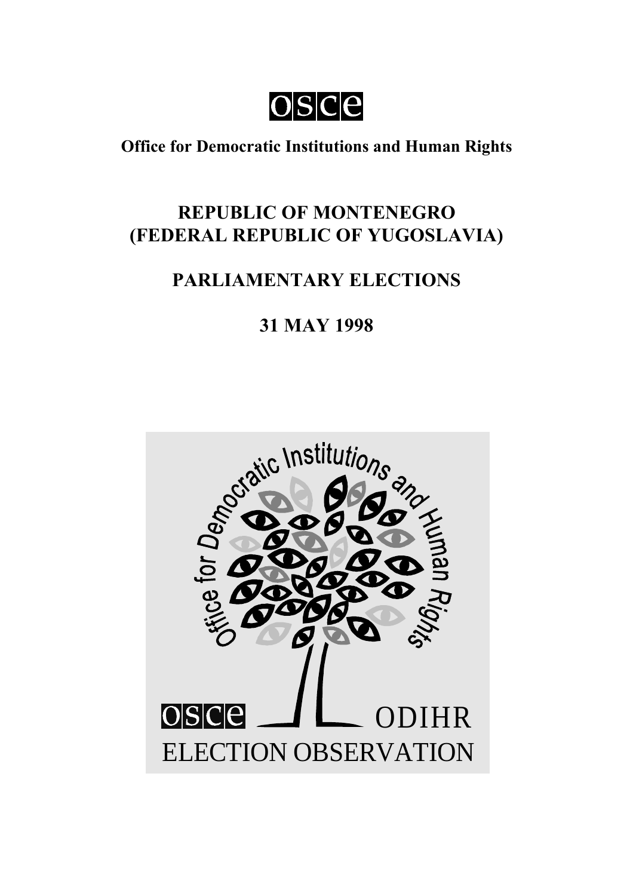OSCE

**Office for Democratic Institutions and Human Rights**

# REPUBLIC OF MONTENEGRO (FEDERAL REPUBLIC OF YUGOSLAVIA)

# PARLIAMENTARY ELECTIONS

# 31 MAY 1998

Office for Democratic Institutions and Human Rights

OSCE ODIHR

ELECTION OBSERVATION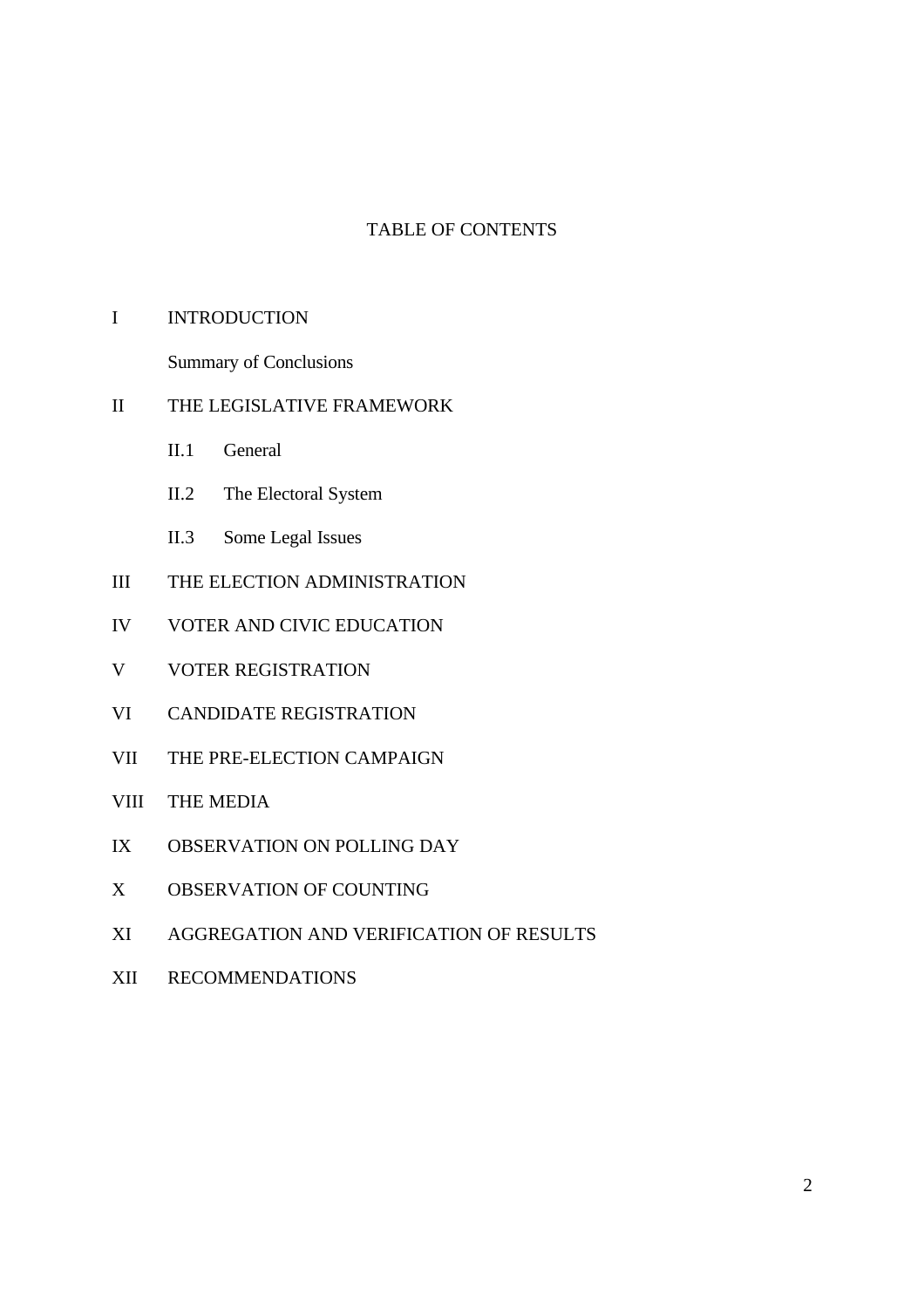# TABLE OF CONTENTS

I INTRODUCTION

  Summary of Conclusions

II THE LEGISLATIVE FRAMEWORK

  II.1 General

  II.2 The Electoral System

  II.3 Some Legal Issues

III THE ELECTION ADMINISTRATION

IV VOTER AND CIVIC EDUCATION

V VOTER REGISTRATION

VI CANDIDATE REGISTRATION

VII THE PRE-ELECTION CAMPAIGN

VIII THE MEDIA

IX OBSERVATION ON POLLING DAY

X OBSERVATION OF COUNTING

XI AGGREGATION AND VERIFICATION OF RESULTS

XII RECOMMENDATIONS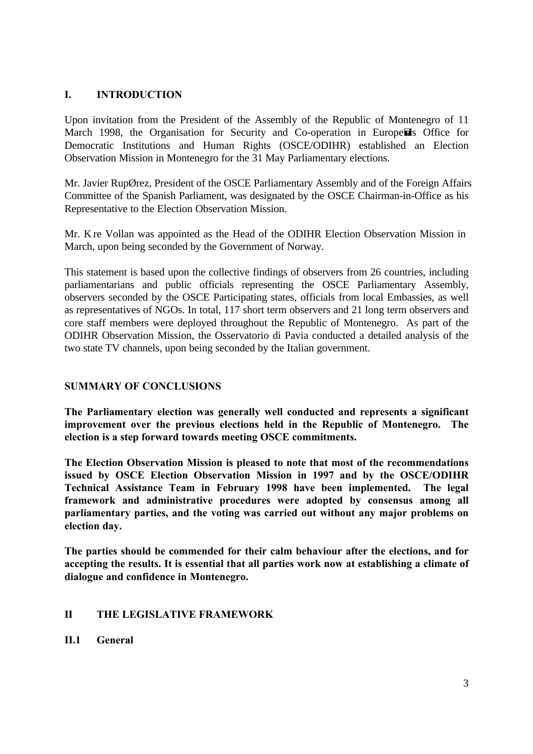## I. INTRODUCTION

Upon invitation from the President of the Assembly of the Republic of Montenegro of 11 March 1998, the Organisation for Security and Co-operation in Europe's Office for Democratic Institutions and Human Rights (OSCE/ODIHR) established an Election Observation Mission in Montenegro for the 31 May Parliamentary elections.

Mr. Javier RupØrez, President of the OSCE Parliamentary Assembly and of the Foreign Affairs Committee of the Spanish Parliament, was designated by the OSCE Chairman-in-Office as his Representative to the Election Observation Mission.

Mr. K re Vollan was appointed as the Head of the ODIHR Election Observation Mission in March, upon being seconded by the Government of Norway.

This statement is based upon the collective findings of observers from 26 countries, including parliamentarians and public officials representing the OSCE Parliamentary Assembly, observers seconded by the OSCE Participating states, officials from local Embassies, as well as representatives of NGOs. In total, 117 short term observers and 21 long term observers and core staff members were deployed throughout the Republic of Montenegro. As part of the ODIHR Observation Mission, the Osservatorio di Pavia conducted a detailed analysis of the two state TV channels, upon being seconded by the Italian government.

## SUMMARY OF CONCLUSIONS

**The Parliamentary election was generally well conducted and represents a significant improvement over the previous elections held in the Republic of Montenegro. The election is a step forward towards meeting OSCE commitments.**

**The Election Observation Mission is pleased to note that most of the recommendations issued by OSCE Election Observation Mission in 1997 and by the OSCE/ODIHR Technical Assistance Team in February 1998 have been implemented. The legal framework and administrative procedures were adopted by consensus among all parliamentary parties, and the voting was carried out without any major problems on election day.**

**The parties should be commended for their calm behaviour after the elections, and for accepting the results. It is essential that all parties work now at establishing a climate of dialogue and confidence in Montenegro.**

## II THE LEGISLATIVE FRAMEWORK

### II.1 General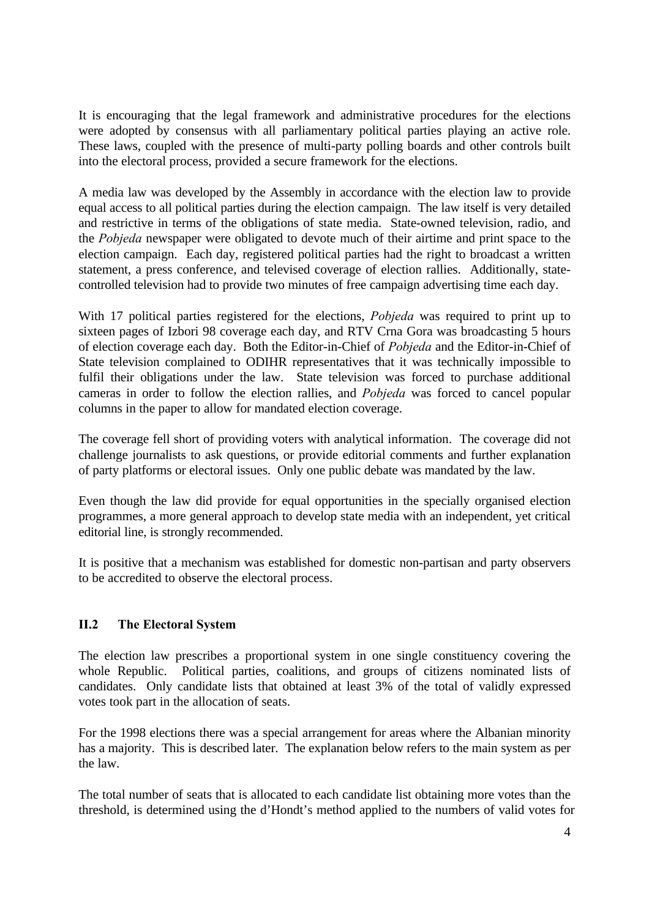It is encouraging that the legal framework and administrative procedures for the elections were adopted by consensus with all parliamentary political parties playing an active role. These laws, coupled with the presence of multi-party polling boards and other controls built into the electoral process, provided a secure framework for the elections.

A media law was developed by the Assembly in accordance with the election law to provide equal access to all political parties during the election campaign. The law itself is very detailed and restrictive in terms of the obligations of state media. State-owned television, radio, and the *Pobjeda* newspaper were obligated to devote much of their airtime and print space to the election campaign. Each day, registered political parties had the right to broadcast a written statement, a press conference, and televised coverage of election rallies. Additionally, state-controlled television had to provide two minutes of free campaign advertising time each day.

With 17 political parties registered for the elections, *Pobjeda* was required to print up to sixteen pages of Izbori 98 coverage each day, and RTV Crna Gora was broadcasting 5 hours of election coverage each day. Both the Editor-in-Chief of *Pobjeda* and the Editor-in-Chief of State television complained to ODIHR representatives that it was technically impossible to fulfil their obligations under the law. State television was forced to purchase additional cameras in order to follow the election rallies, and *Pobjeda* was forced to cancel popular columns in the paper to allow for mandated election coverage.

The coverage fell short of providing voters with analytical information. The coverage did not challenge journalists to ask questions, or provide editorial comments and further explanation of party platforms or electoral issues. Only one public debate was mandated by the law.

Even though the law did provide for equal opportunities in the specially organised election programmes, a more general approach to develop state media with an independent, yet critical editorial line, is strongly recommended.

It is positive that a mechanism was established for domestic non-partisan and party observers to be accredited to observe the electoral process.

### II.2 The Electoral System

The election law prescribes a proportional system in one single constituency covering the whole Republic. Political parties, coalitions, and groups of citizens nominated lists of candidates. Only candidate lists that obtained at least 3% of the total of validly expressed votes took part in the allocation of seats.

For the 1998 elections there was a special arrangement for areas where the Albanian minority has a majority. This is described later. The explanation below refers to the main system as per the law.

The total number of seats that is allocated to each candidate list obtaining more votes than the threshold, is determined using the d'Hondt's method applied to the numbers of valid votes for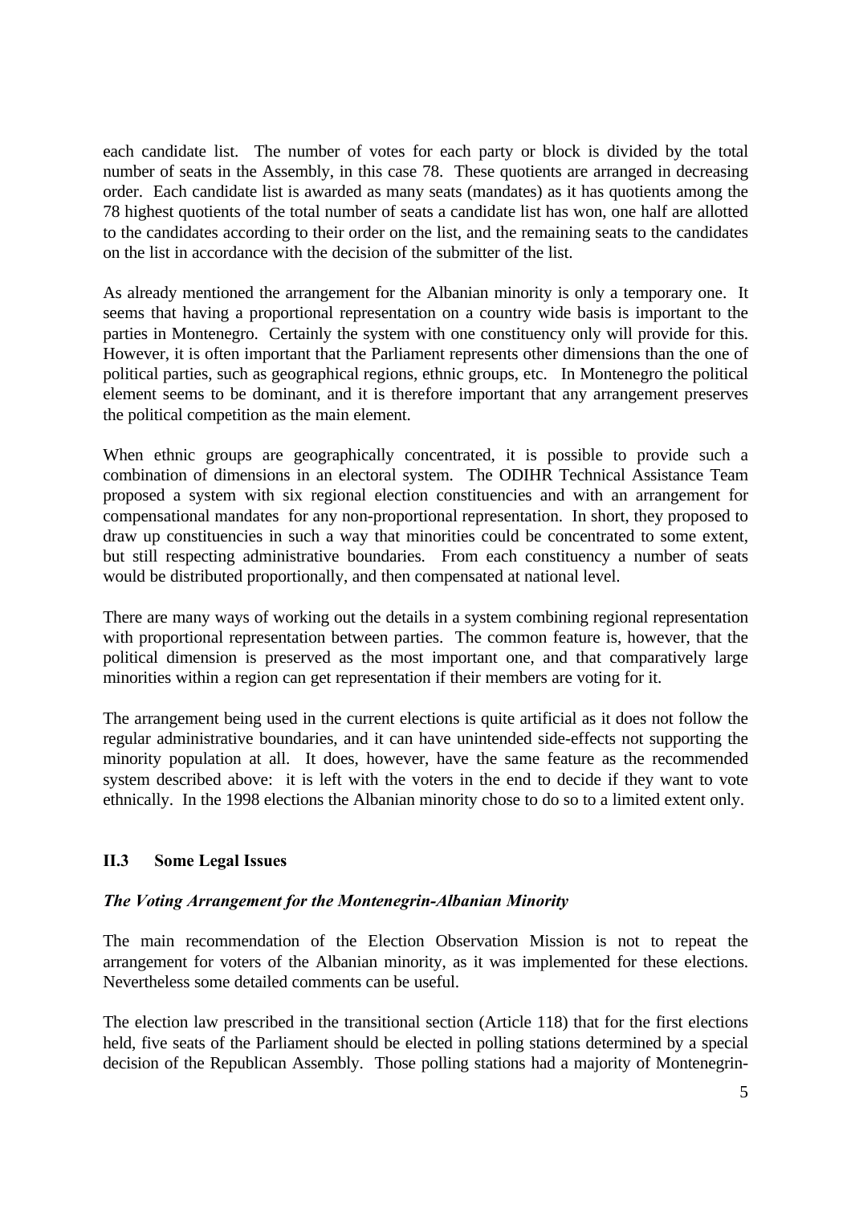each candidate list. The number of votes for each party or block is divided by the total number of seats in the Assembly, in this case 78. These quotients are arranged in decreasing order. Each candidate list is awarded as many seats (mandates) as it has quotients among the 78 highest quotients of the total number of seats a candidate list has won, one half are allotted to the candidates according to their order on the list, and the remaining seats to the candidates on the list in accordance with the decision of the submitter of the list.

As already mentioned the arrangement for the Albanian minority is only a temporary one. It seems that having a proportional representation on a country wide basis is important to the parties in Montenegro. Certainly the system with one constituency only will provide for this. However, it is often important that the Parliament represents other dimensions than the one of political parties, such as geographical regions, ethnic groups, etc. In Montenegro the political element seems to be dominant, and it is therefore important that any arrangement preserves the political competition as the main element.

When ethnic groups are geographically concentrated, it is possible to provide such a combination of dimensions in an electoral system. The ODIHR Technical Assistance Team proposed a system with six regional election constituencies and with an arrangement for compensational mandates for any non-proportional representation. In short, they proposed to draw up constituencies in such a way that minorities could be concentrated to some extent, but still respecting administrative boundaries. From each constituency a number of seats would be distributed proportionally, and then compensated at national level.

There are many ways of working out the details in a system combining regional representation with proportional representation between parties. The common feature is, however, that the political dimension is preserved as the most important one, and that comparatively large minorities within a region can get representation if their members are voting for it.

The arrangement being used in the current elections is quite artificial as it does not follow the regular administrative boundaries, and it can have unintended side-effects not supporting the minority population at all. It does, however, have the same feature as the recommended system described above: it is left with the voters in the end to decide if they want to vote ethnically. In the 1998 elections the Albanian minority chose to do so to a limited extent only.

### II.3 Some Legal Issues

***The Voting Arrangement for the Montenegrin-Albanian Minority***

The main recommendation of the Election Observation Mission is not to repeat the arrangement for voters of the Albanian minority, as it was implemented for these elections. Nevertheless some detailed comments can be useful.

The election law prescribed in the transitional section (Article 118) that for the first elections held, five seats of the Parliament should be elected in polling stations determined by a special decision of the Republican Assembly. Those polling stations had a majority of Montenegrin-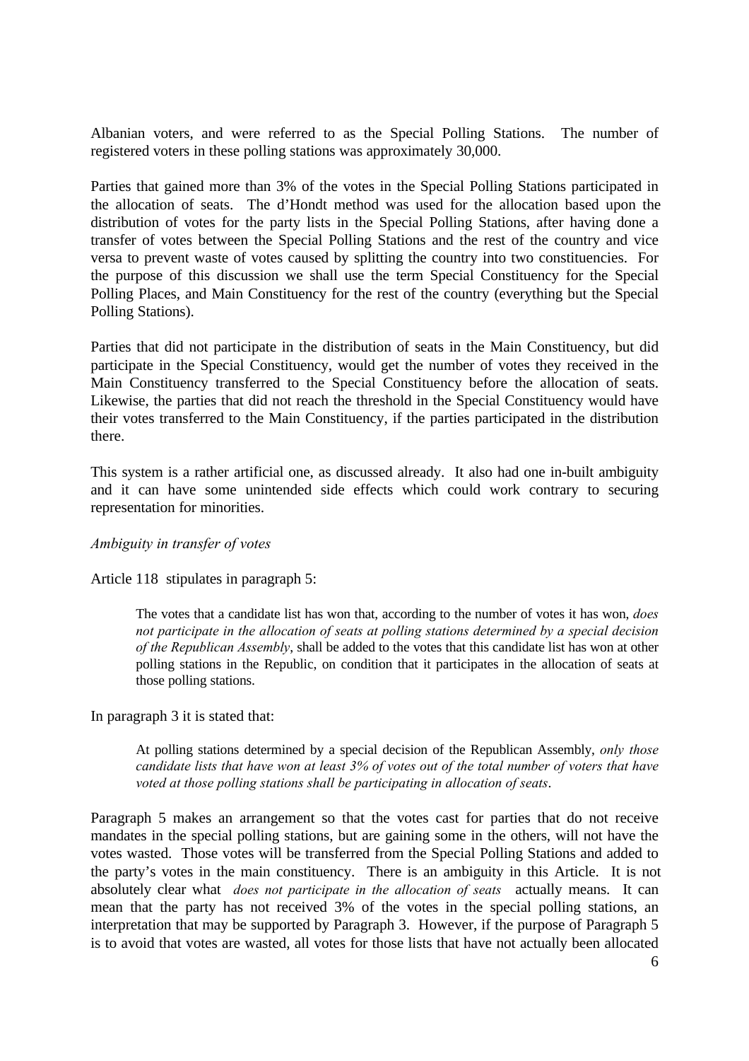Albanian voters, and were referred to as the Special Polling Stations. The number of registered voters in these polling stations was approximately 30,000.

Parties that gained more than 3% of the votes in the Special Polling Stations participated in the allocation of seats. The d'Hondt method was used for the allocation based upon the distribution of votes for the party lists in the Special Polling Stations, after having done a transfer of votes between the Special Polling Stations and the rest of the country and vice versa to prevent waste of votes caused by splitting the country into two constituencies. For the purpose of this discussion we shall use the term Special Constituency for the Special Polling Places, and Main Constituency for the rest of the country (everything but the Special Polling Stations).

Parties that did not participate in the distribution of seats in the Main Constituency, but did participate in the Special Constituency, would get the number of votes they received in the Main Constituency transferred to the Special Constituency before the allocation of seats. Likewise, the parties that did not reach the threshold in the Special Constituency would have their votes transferred to the Main Constituency, if the parties participated in the distribution there.

This system is a rather artificial one, as discussed already. It also had one in-built ambiguity and it can have some unintended side effects which could work contrary to securing representation for minorities.

*Ambiguity in transfer of votes*

Article 118 stipulates in paragraph 5:

> The votes that a candidate list has won that, according to the number of votes it has won, *does not participate in the allocation of seats at polling stations determined by a special decision of the Republican Assembly*, shall be added to the votes that this candidate list has won at other polling stations in the Republic, on condition that it participates in the allocation of seats at those polling stations.

In paragraph 3 it is stated that:

> At polling stations determined by a special decision of the Republican Assembly, *only those candidate lists that have won at least 3% of votes out of the total number of voters that have voted at those polling stations shall be participating in allocation of seats*.

Paragraph 5 makes an arrangement so that the votes cast for parties that do not receive mandates in the special polling stations, but are gaining some in the others, will not have the votes wasted. Those votes will be transferred from the Special Polling Stations and added to the party's votes in the main constituency. There is an ambiguity in this Article. It is not absolutely clear what *does not participate in the allocation of seats* actually means. It can mean that the party has not received 3% of the votes in the special polling stations, an interpretation that may be supported by Paragraph 3. However, if the purpose of Paragraph 5 is to avoid that votes are wasted, all votes for those lists that have not actually been allocated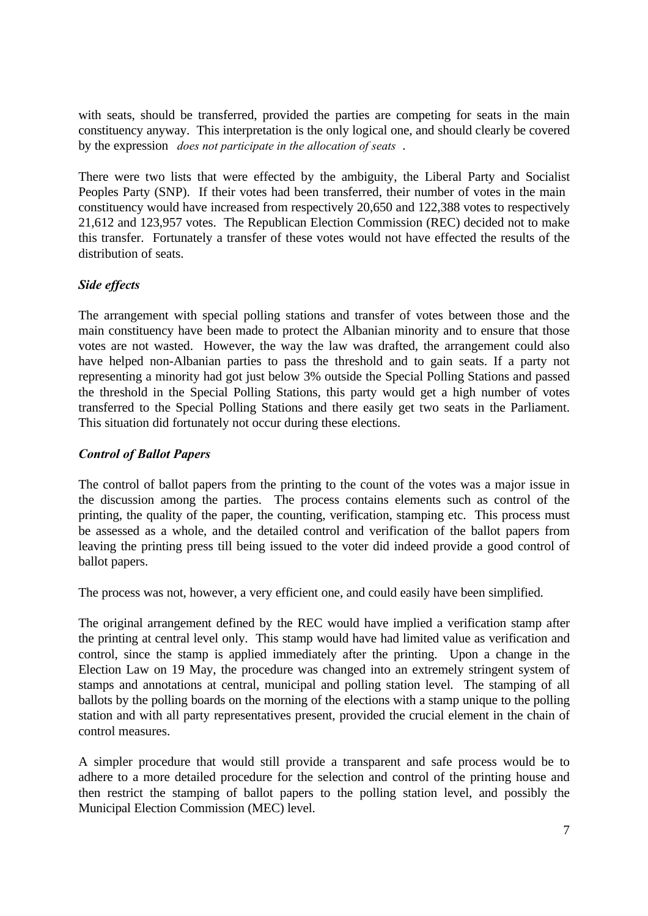with seats, should be transferred, provided the parties are competing for seats in the main constituency anyway. This interpretation is the only logical one, and should clearly be covered by the expression *does not participate in the allocation of seats*.

There were two lists that were effected by the ambiguity, the Liberal Party and Socialist Peoples Party (SNP). If their votes had been transferred, their number of votes in the main constituency would have increased from respectively 20,650 and 122,388 votes to respectively 21,612 and 123,957 votes. The Republican Election Commission (REC) decided not to make this transfer. Fortunately a transfer of these votes would not have effected the results of the distribution of seats.

### *Side effects*

The arrangement with special polling stations and transfer of votes between those and the main constituency have been made to protect the Albanian minority and to ensure that those votes are not wasted. However, the way the law was drafted, the arrangement could also have helped non-Albanian parties to pass the threshold and to gain seats. If a party not representing a minority had got just below 3% outside the Special Polling Stations and passed the threshold in the Special Polling Stations, this party would get a high number of votes transferred to the Special Polling Stations and there easily get two seats in the Parliament. This situation did fortunately not occur during these elections.

### *Control of Ballot Papers*

The control of ballot papers from the printing to the count of the votes was a major issue in the discussion among the parties. The process contains elements such as control of the printing, the quality of the paper, the counting, verification, stamping etc. This process must be assessed as a whole, and the detailed control and verification of the ballot papers from leaving the printing press till being issued to the voter did indeed provide a good control of ballot papers.

The process was not, however, a very efficient one, and could easily have been simplified.

The original arrangement defined by the REC would have implied a verification stamp after the printing at central level only. This stamp would have had limited value as verification and control, since the stamp is applied immediately after the printing. Upon a change in the Election Law on 19 May, the procedure was changed into an extremely stringent system of stamps and annotations at central, municipal and polling station level. The stamping of all ballots by the polling boards on the morning of the elections with a stamp unique to the polling station and with all party representatives present, provided the crucial element in the chain of control measures.

A simpler procedure that would still provide a transparent and safe process would be to adhere to a more detailed procedure for the selection and control of the printing house and then restrict the stamping of ballot papers to the polling station level, and possibly the Municipal Election Commission (MEC) level.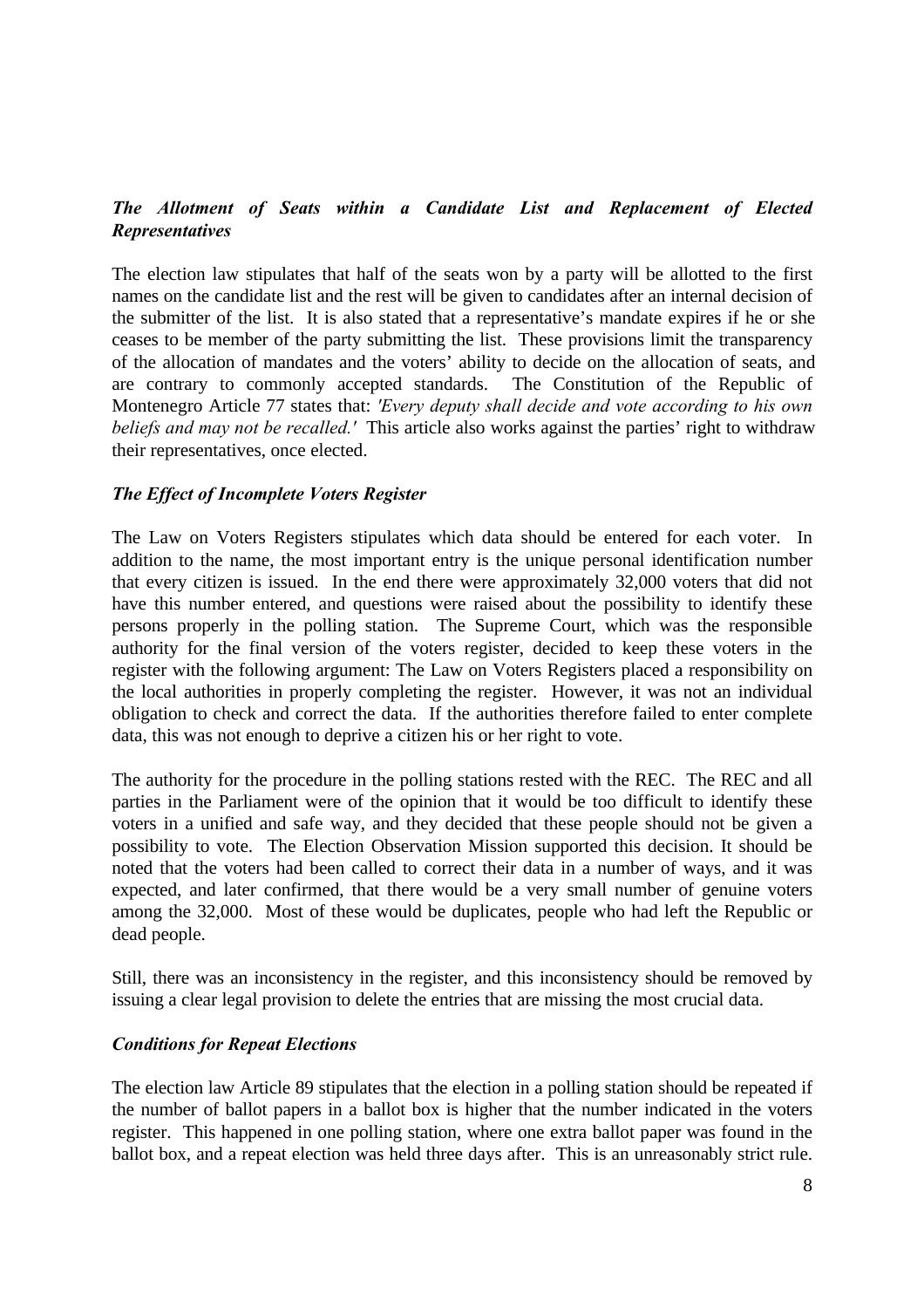### *The Allotment of Seats within a Candidate List and Replacement of Elected Representatives*

The election law stipulates that half of the seats won by a party will be allotted to the first names on the candidate list and the rest will be given to candidates after an internal decision of the submitter of the list. It is also stated that a representative's mandate expires if he or she ceases to be member of the party submitting the list. These provisions limit the transparency of the allocation of mandates and the voters' ability to decide on the allocation of seats, and are contrary to commonly accepted standards. The Constitution of the Republic of Montenegro Article 77 states that: *'Every deputy shall decide and vote according to his own beliefs and may not be recalled.'* This article also works against the parties' right to withdraw their representatives, once elected.

### *The Effect of Incomplete Voters Register*

The Law on Voters Registers stipulates which data should be entered for each voter. In addition to the name, the most important entry is the unique personal identification number that every citizen is issued. In the end there were approximately 32,000 voters that did not have this number entered, and questions were raised about the possibility to identify these persons properly in the polling station. The Supreme Court, which was the responsible authority for the final version of the voters register, decided to keep these voters in the register with the following argument: The Law on Voters Registers placed a responsibility on the local authorities in properly completing the register. However, it was not an individual obligation to check and correct the data. If the authorities therefore failed to enter complete data, this was not enough to deprive a citizen his or her right to vote.

The authority for the procedure in the polling stations rested with the REC. The REC and all parties in the Parliament were of the opinion that it would be too difficult to identify these voters in a unified and safe way, and they decided that these people should not be given a possibility to vote. The Election Observation Mission supported this decision. It should be noted that the voters had been called to correct their data in a number of ways, and it was expected, and later confirmed, that there would be a very small number of genuine voters among the 32,000. Most of these would be duplicates, people who had left the Republic or dead people.

Still, there was an inconsistency in the register, and this inconsistency should be removed by issuing a clear legal provision to delete the entries that are missing the most crucial data.

### *Conditions for Repeat Elections*

The election law Article 89 stipulates that the election in a polling station should be repeated if the number of ballot papers in a ballot box is higher that the number indicated in the voters register. This happened in one polling station, where one extra ballot paper was found in the ballot box, and a repeat election was held three days after. This is an unreasonably strict rule.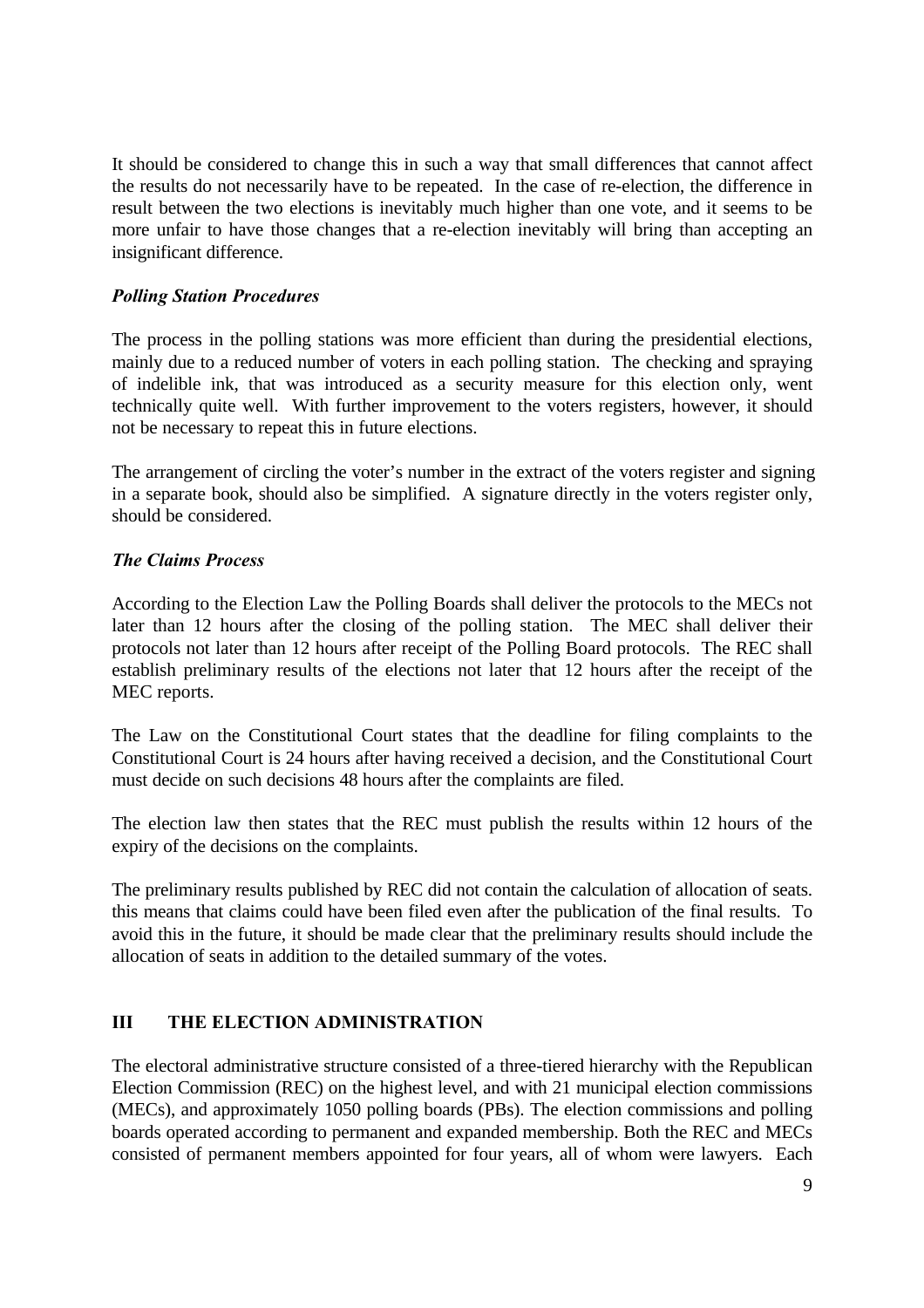It should be considered to change this in such a way that small differences that cannot affect the results do not necessarily have to be repeated. In the case of re-election, the difference in result between the two elections is inevitably much higher than one vote, and it seems to be more unfair to have those changes that a re-election inevitably will bring than accepting an insignificant difference.

### *Polling Station Procedures*

The process in the polling stations was more efficient than during the presidential elections, mainly due to a reduced number of voters in each polling station. The checking and spraying of indelible ink, that was introduced as a security measure for this election only, went technically quite well. With further improvement to the voters registers, however, it should not be necessary to repeat this in future elections.

The arrangement of circling the voter's number in the extract of the voters register and signing in a separate book, should also be simplified. A signature directly in the voters register only, should be considered.

### *The Claims Process*

According to the Election Law the Polling Boards shall deliver the protocols to the MECs not later than 12 hours after the closing of the polling station. The MEC shall deliver their protocols not later than 12 hours after receipt of the Polling Board protocols. The REC shall establish preliminary results of the elections not later that 12 hours after the receipt of the MEC reports.

The Law on the Constitutional Court states that the deadline for filing complaints to the Constitutional Court is 24 hours after having received a decision, and the Constitutional Court must decide on such decisions 48 hours after the complaints are filed.

The election law then states that the REC must publish the results within 12 hours of the expiry of the decisions on the complaints.

The preliminary results published by REC did not contain the calculation of allocation of seats. this means that claims could have been filed even after the publication of the final results. To avoid this in the future, it should be made clear that the preliminary results should include the allocation of seats in addition to the detailed summary of the votes.

## III THE ELECTION ADMINISTRATION

The electoral administrative structure consisted of a three-tiered hierarchy with the Republican Election Commission (REC) on the highest level, and with 21 municipal election commissions (MECs), and approximately 1050 polling boards (PBs). The election commissions and polling boards operated according to permanent and expanded membership. Both the REC and MECs consisted of permanent members appointed for four years, all of whom were lawyers. Each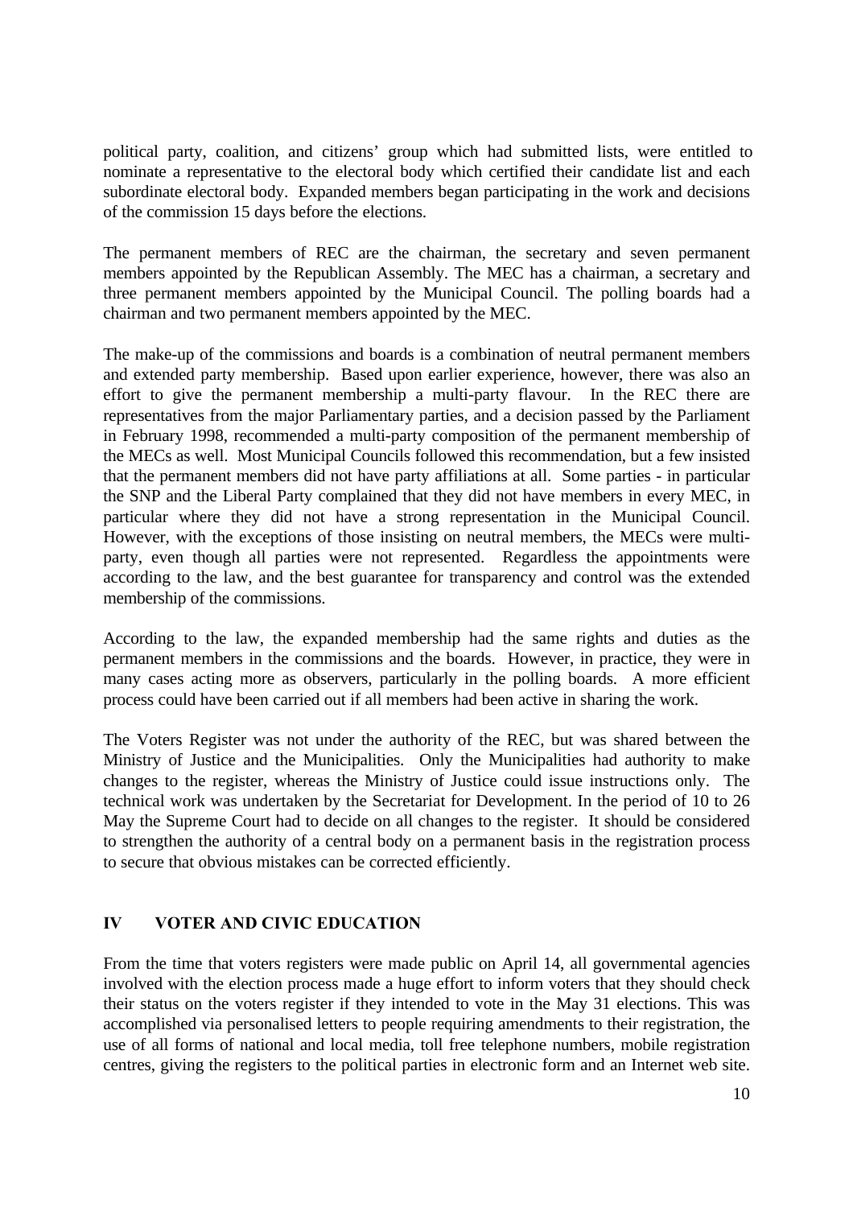political party, coalition, and citizens' group which had submitted lists, were entitled to nominate a representative to the electoral body which certified their candidate list and each subordinate electoral body. Expanded members began participating in the work and decisions of the commission 15 days before the elections.

The permanent members of REC are the chairman, the secretary and seven permanent members appointed by the Republican Assembly. The MEC has a chairman, a secretary and three permanent members appointed by the Municipal Council. The polling boards had a chairman and two permanent members appointed by the MEC.

The make-up of the commissions and boards is a combination of neutral permanent members and extended party membership. Based upon earlier experience, however, there was also an effort to give the permanent membership a multi-party flavour. In the REC there are representatives from the major Parliamentary parties, and a decision passed by the Parliament in February 1998, recommended a multi-party composition of the permanent membership of the MECs as well. Most Municipal Councils followed this recommendation, but a few insisted that the permanent members did not have party affiliations at all. Some parties - in particular the SNP and the Liberal Party complained that they did not have members in every MEC, in particular where they did not have a strong representation in the Municipal Council. However, with the exceptions of those insisting on neutral members, the MECs were multi-party, even though all parties were not represented. Regardless the appointments were according to the law, and the best guarantee for transparency and control was the extended membership of the commissions.

According to the law, the expanded membership had the same rights and duties as the permanent members in the commissions and the boards. However, in practice, they were in many cases acting more as observers, particularly in the polling boards. A more efficient process could have been carried out if all members had been active in sharing the work.

The Voters Register was not under the authority of the REC, but was shared between the Ministry of Justice and the Municipalities. Only the Municipalities had authority to make changes to the register, whereas the Ministry of Justice could issue instructions only. The technical work was undertaken by the Secretariat for Development. In the period of 10 to 26 May the Supreme Court had to decide on all changes to the register. It should be considered to strengthen the authority of a central body on a permanent basis in the registration process to secure that obvious mistakes can be corrected efficiently.

## IV VOTER AND CIVIC EDUCATION

From the time that voters registers were made public on April 14, all governmental agencies involved with the election process made a huge effort to inform voters that they should check their status on the voters register if they intended to vote in the May 31 elections. This was accomplished via personalised letters to people requiring amendments to their registration, the use of all forms of national and local media, toll free telephone numbers, mobile registration centres, giving the registers to the political parties in electronic form and an Internet web site.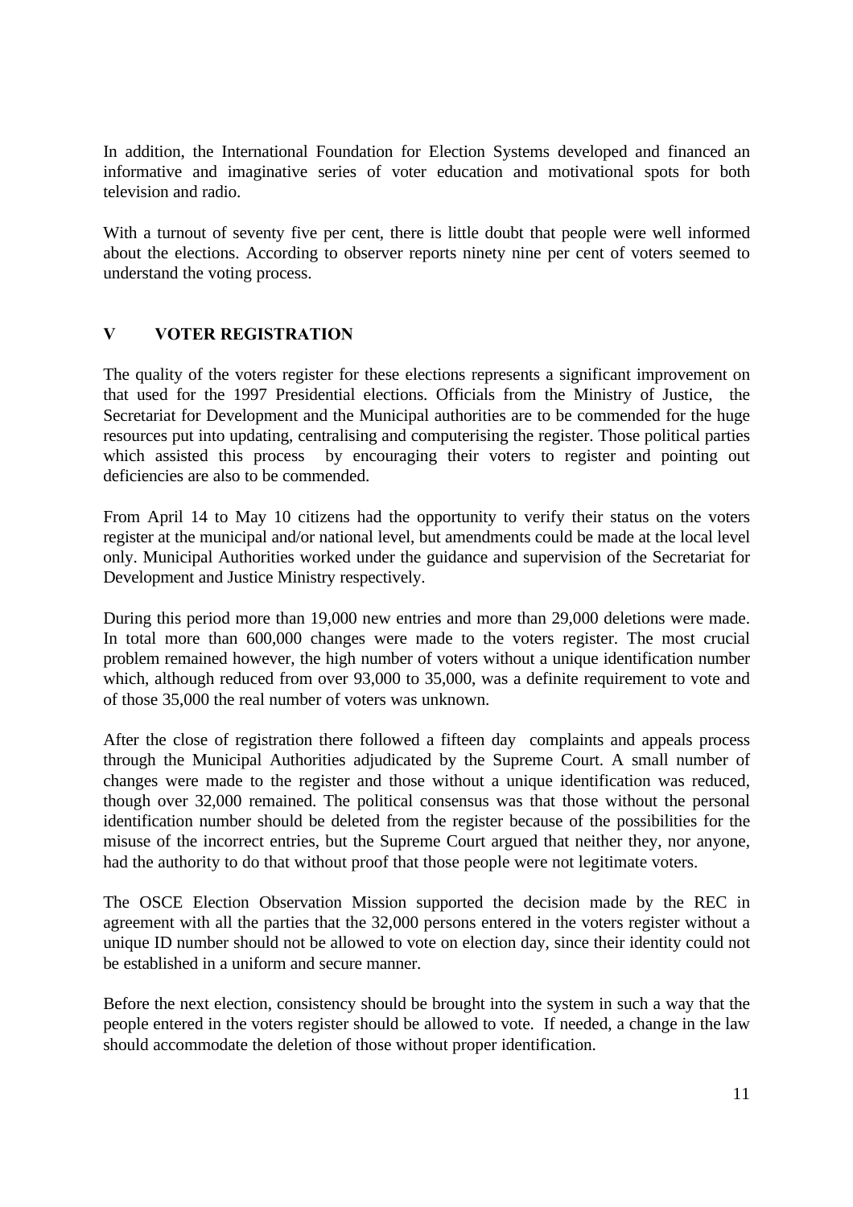In addition, the International Foundation for Election Systems developed and financed an informative and imaginative series of voter education and motivational spots for both television and radio.

With a turnout of seventy five per cent, there is little doubt that people were well informed about the elections. According to observer reports ninety nine per cent of voters seemed to understand the voting process.

## V VOTER REGISTRATION

The quality of the voters register for these elections represents a significant improvement on that used for the 1997 Presidential elections. Officials from the Ministry of Justice, the Secretariat for Development and the Municipal authorities are to be commended for the huge resources put into updating, centralising and computerising the register. Those political parties which assisted this process by encouraging their voters to register and pointing out deficiencies are also to be commended.

From April 14 to May 10 citizens had the opportunity to verify their status on the voters register at the municipal and/or national level, but amendments could be made at the local level only. Municipal Authorities worked under the guidance and supervision of the Secretariat for Development and Justice Ministry respectively.

During this period more than 19,000 new entries and more than 29,000 deletions were made. In total more than 600,000 changes were made to the voters register. The most crucial problem remained however, the high number of voters without a unique identification number which, although reduced from over 93,000 to 35,000, was a definite requirement to vote and of those 35,000 the real number of voters was unknown.

After the close of registration there followed a fifteen day complaints and appeals process through the Municipal Authorities adjudicated by the Supreme Court. A small number of changes were made to the register and those without a unique identification was reduced, though over 32,000 remained. The political consensus was that those without the personal identification number should be deleted from the register because of the possibilities for the misuse of the incorrect entries, but the Supreme Court argued that neither they, nor anyone, had the authority to do that without proof that those people were not legitimate voters.

The OSCE Election Observation Mission supported the decision made by the REC in agreement with all the parties that the 32,000 persons entered in the voters register without a unique ID number should not be allowed to vote on election day, since their identity could not be established in a uniform and secure manner.

Before the next election, consistency should be brought into the system in such a way that the people entered in the voters register should be allowed to vote. If needed, a change in the law should accommodate the deletion of those without proper identification.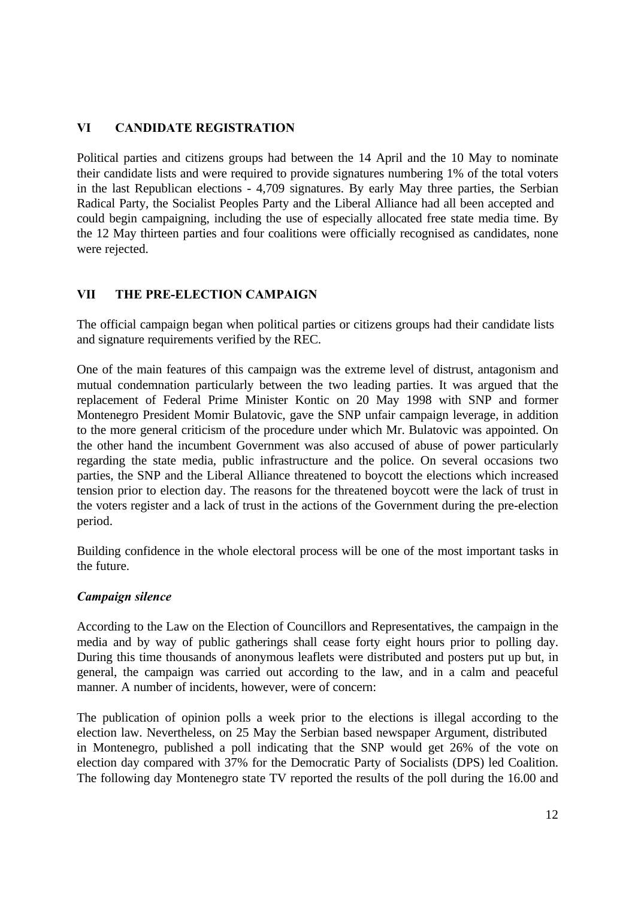## VI CANDIDATE REGISTRATION

Political parties and citizens groups had between the 14 April and the 10 May to nominate their candidate lists and were required to provide signatures numbering 1% of the total voters in the last Republican elections - 4,709 signatures. By early May three parties, the Serbian Radical Party, the Socialist Peoples Party and the Liberal Alliance had all been accepted and could begin campaigning, including the use of especially allocated free state media time. By the 12 May thirteen parties and four coalitions were officially recognised as candidates, none were rejected.

## VII THE PRE-ELECTION CAMPAIGN

The official campaign began when political parties or citizens groups had their candidate lists and signature requirements verified by the REC.

One of the main features of this campaign was the extreme level of distrust, antagonism and mutual condemnation particularly between the two leading parties. It was argued that the replacement of Federal Prime Minister Kontic on 20 May 1998 with SNP and former Montenegro President Momir Bulatovic, gave the SNP unfair campaign leverage, in addition to the more general criticism of the procedure under which Mr. Bulatovic was appointed. On the other hand the incumbent Government was also accused of abuse of power particularly regarding the state media, public infrastructure and the police. On several occasions two parties, the SNP and the Liberal Alliance threatened to boycott the elections which increased tension prior to election day. The reasons for the threatened boycott were the lack of trust in the voters register and a lack of trust in the actions of the Government during the pre-election period.

Building confidence in the whole electoral process will be one of the most important tasks in the future.

***Campaign silence***

According to the Law on the Election of Councillors and Representatives, the campaign in the media and by way of public gatherings shall cease forty eight hours prior to polling day. During this time thousands of anonymous leaflets were distributed and posters put up but, in general, the campaign was carried out according to the law, and in a calm and peaceful manner. A number of incidents, however, were of concern:

The publication of opinion polls a week prior to the elections is illegal according to the election law. Nevertheless, on 25 May the Serbian based newspaper Argument, distributed in Montenegro, published a poll indicating that the SNP would get 26% of the vote on election day compared with 37% for the Democratic Party of Socialists (DPS) led Coalition. The following day Montenegro state TV reported the results of the poll during the 16.00 and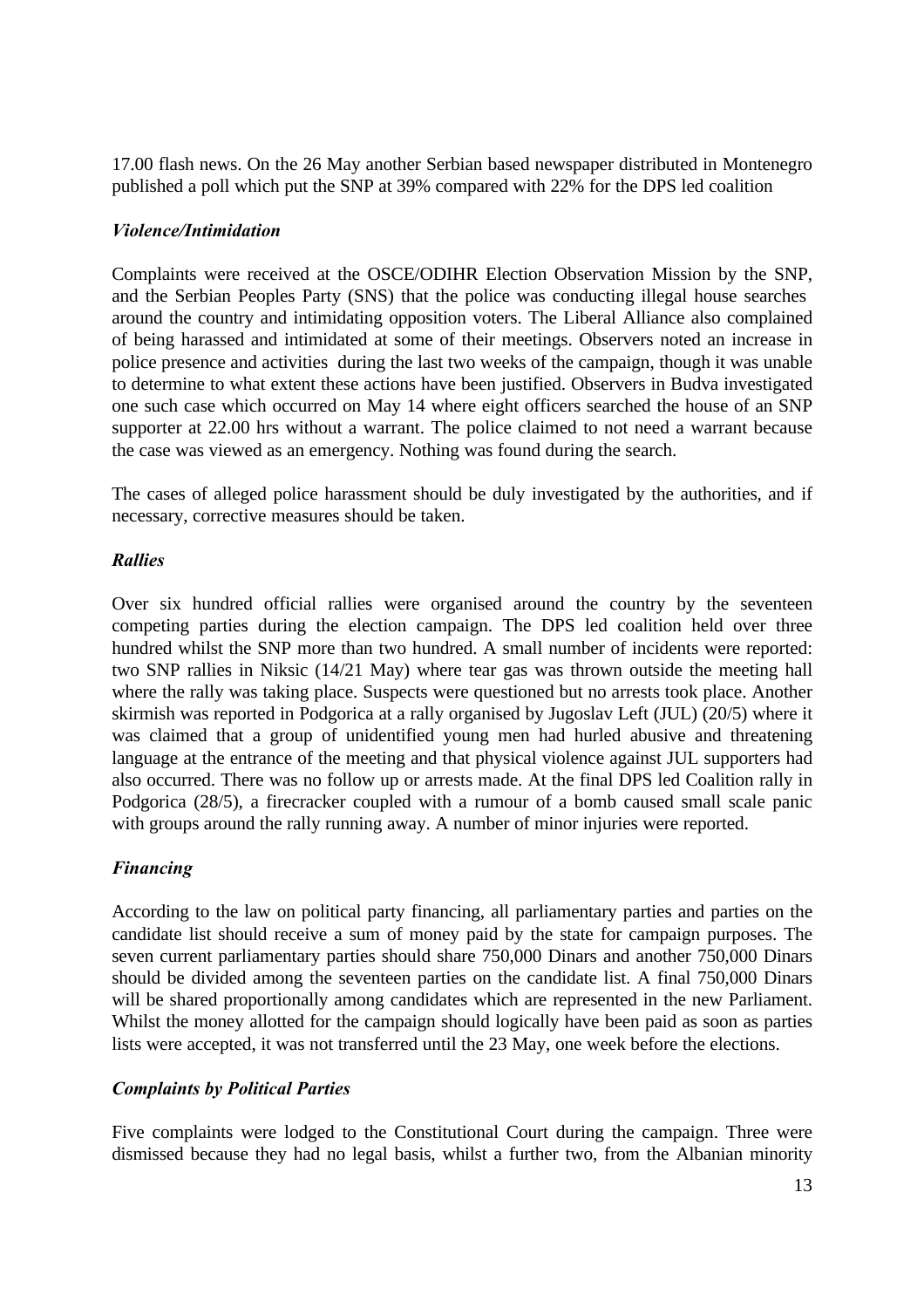17.00 flash news. On the 26 May another Serbian based newspaper distributed in Montenegro published a poll which put the SNP at 39% compared with 22% for the DPS led coalition

### *Violence/Intimidation*

Complaints were received at the OSCE/ODIHR Election Observation Mission by the SNP, and the Serbian Peoples Party (SNS) that the police was conducting illegal house searches around the country and intimidating opposition voters. The Liberal Alliance also complained of being harassed and intimidated at some of their meetings. Observers noted an increase in police presence and activities during the last two weeks of the campaign, though it was unable to determine to what extent these actions have been justified. Observers in Budva investigated one such case which occurred on May 14 where eight officers searched the house of an SNP supporter at 22.00 hrs without a warrant. The police claimed to not need a warrant because the case was viewed as an emergency. Nothing was found during the search.

The cases of alleged police harassment should be duly investigated by the authorities, and if necessary, corrective measures should be taken.

### *Rallies*

Over six hundred official rallies were organised around the country by the seventeen competing parties during the election campaign. The DPS led coalition held over three hundred whilst the SNP more than two hundred. A small number of incidents were reported: two SNP rallies in Niksic (14/21 May) where tear gas was thrown outside the meeting hall where the rally was taking place. Suspects were questioned but no arrests took place. Another skirmish was reported in Podgorica at a rally organised by Jugoslav Left (JUL) (20/5) where it was claimed that a group of unidentified young men had hurled abusive and threatening language at the entrance of the meeting and that physical violence against JUL supporters had also occurred. There was no follow up or arrests made. At the final DPS led Coalition rally in Podgorica (28/5), a firecracker coupled with a rumour of a bomb caused small scale panic with groups around the rally running away. A number of minor injuries were reported.

### *Financing*

According to the law on political party financing, all parliamentary parties and parties on the candidate list should receive a sum of money paid by the state for campaign purposes. The seven current parliamentary parties should share 750,000 Dinars and another 750,000 Dinars should be divided among the seventeen parties on the candidate list. A final 750,000 Dinars will be shared proportionally among candidates which are represented in the new Parliament. Whilst the money allotted for the campaign should logically have been paid as soon as parties lists were accepted, it was not transferred until the 23 May, one week before the elections.

### *Complaints by Political Parties*

Five complaints were lodged to the Constitutional Court during the campaign. Three were dismissed because they had no legal basis, whilst a further two, from the Albanian minority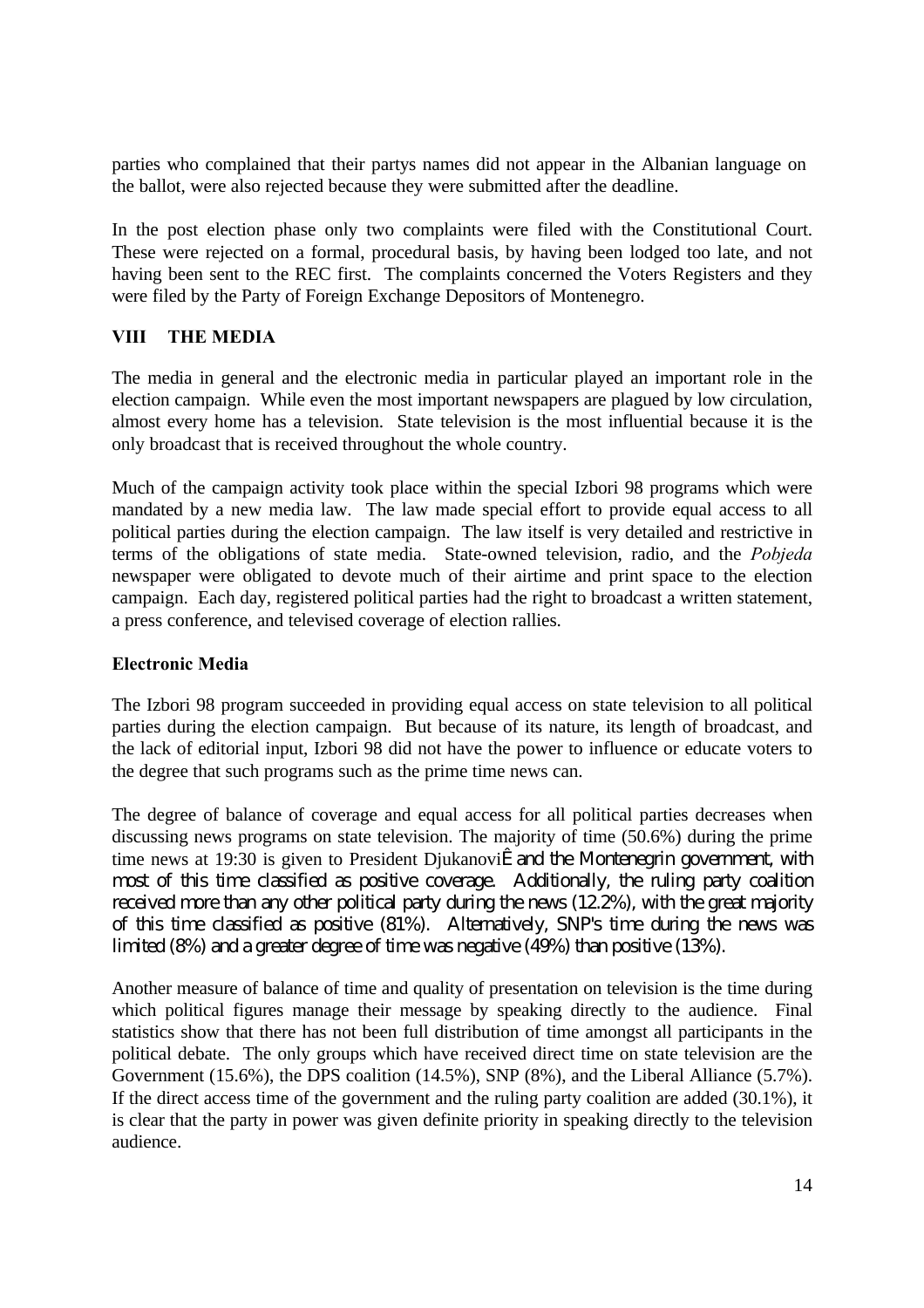parties who complained that their partys names did not appear in the Albanian language on the ballot, were also rejected because they were submitted after the deadline.

In the post election phase only two complaints were filed with the Constitutional Court. These were rejected on a formal, procedural basis, by having been lodged too late, and not having been sent to the REC first. The complaints concerned the Voters Registers and they were filed by the Party of Foreign Exchange Depositors of Montenegro.

## VIII THE MEDIA

The media in general and the electronic media in particular played an important role in the election campaign. While even the most important newspapers are plagued by low circulation, almost every home has a television. State television is the most influential because it is the only broadcast that is received throughout the whole country.

Much of the campaign activity took place within the special Izbori 98 programs which were mandated by a new media law. The law made special effort to provide equal access to all political parties during the election campaign. The law itself is very detailed and restrictive in terms of the obligations of state media. State-owned television, radio, and the *Pobjeda* newspaper were obligated to devote much of their airtime and print space to the election campaign. Each day, registered political parties had the right to broadcast a written statement, a press conference, and televised coverage of election rallies.

### Electronic Media

The Izbori 98 program succeeded in providing equal access on state television to all political parties during the election campaign. But because of its nature, its length of broadcast, and the lack of editorial input, Izbori 98 did not have the power to influence or educate voters to the degree that such programs such as the prime time news can.

The degree of balance of coverage and equal access for all political parties decreases when discussing news programs on state television. The majority of time (50.6%) during the prime time news at 19:30 is given to President DjukanoviÊ and the Montenegrin government, with most of this time classified as positive coverage. Additionally, the ruling party coalition received more than any other political party during the news (12.2%), with the great majority of this time classified as positive (81%). Alternatively, SNP's time during the news was limited (8%) and a greater degree of time was negative (49%) than positive (13%).

Another measure of balance of time and quality of presentation on television is the time during which political figures manage their message by speaking directly to the audience. Final statistics show that there has not been full distribution of time amongst all participants in the political debate. The only groups which have received direct time on state television are the Government (15.6%), the DPS coalition (14.5%), SNP (8%), and the Liberal Alliance (5.7%). If the direct access time of the government and the ruling party coalition are added (30.1%), it is clear that the party in power was given definite priority in speaking directly to the television audience.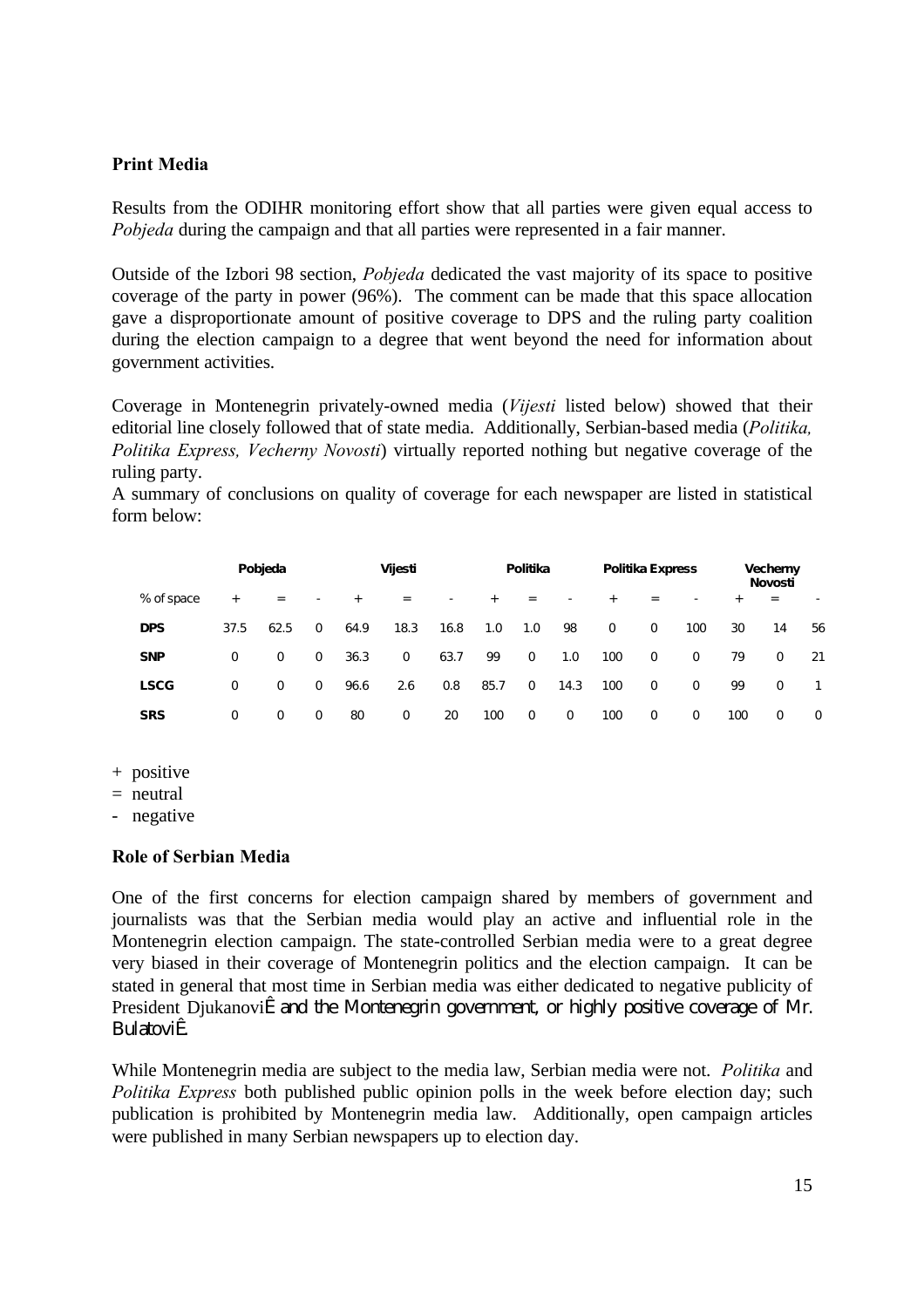### Print Media

Results from the ODIHR monitoring effort show that all parties were given equal access to *Pobjeda* during the campaign and that all parties were represented in a fair manner.

Outside of the Izbori 98 section, *Pobjeda* dedicated the vast majority of its space to positive coverage of the party in power (96%). The comment can be made that this space allocation gave a disproportionate amount of positive coverage to DPS and the ruling party coalition during the election campaign to a degree that went beyond the need for information about government activities.

Coverage in Montenegrin privately-owned media (*Vijesti* listed below) showed that their editorial line closely followed that of state media. Additionally, Serbian-based media (*Politika, Politika Express, Vecherny Novosti*) virtually reported nothing but negative coverage of the ruling party.
A summary of conclusions on quality of coverage for each newspaper are listed in statistical form below:

| | Pobjeda | | | Vijesti | | | Politika | | | Politika Express | | | Vecherny Novosti | | |
|---|---|---|---|---|---|---|---|---|---|---|---|---|---|---|---|
| % of space | + | = | - | + | = | - | + | = | - | + | = | - | + | = | - |
| **DPS** | 37.5 | 62.5 | 0 | 64.9 | 18.3 | 16.8 | 1.0 | 1.0 | 98 | 0 | 0 | 100 | 30 | 14 | 56 |
| **SNP** | 0 | 0 | 0 | 36.3 | 0 | 63.7 | 99 | 0 | 1.0 | 100 | 0 | 0 | 79 | 0 | 21 |
| **LSCG** | 0 | 0 | 0 | 96.6 | 2.6 | 0.8 | 85.7 | 0 | 14.3 | 100 | 0 | 0 | 99 | 0 | 1 |
| **SRS** | 0 | 0 | 0 | 80 | 0 | 20 | 100 | 0 | 0 | 100 | 0 | 0 | 100 | 0 | 0 |

+ positive
= neutral
- negative

### Role of Serbian Media

One of the first concerns for election campaign shared by members of government and journalists was that the Serbian media would play an active and influential role in the Montenegrin election campaign. The state-controlled Serbian media were to a great degree very biased in their coverage of Montenegrin politics and the election campaign. It can be stated in general that most time in Serbian media was either dedicated to negative publicity of President DjukanoviÊ and the Montenegrin government, or highly positive coverage of Mr. BulatoviÊ.

While Montenegrin media are subject to the media law, Serbian media were not. *Politika* and *Politika Express* both published public opinion polls in the week before election day; such publication is prohibited by Montenegrin media law. Additionally, open campaign articles were published in many Serbian newspapers up to election day.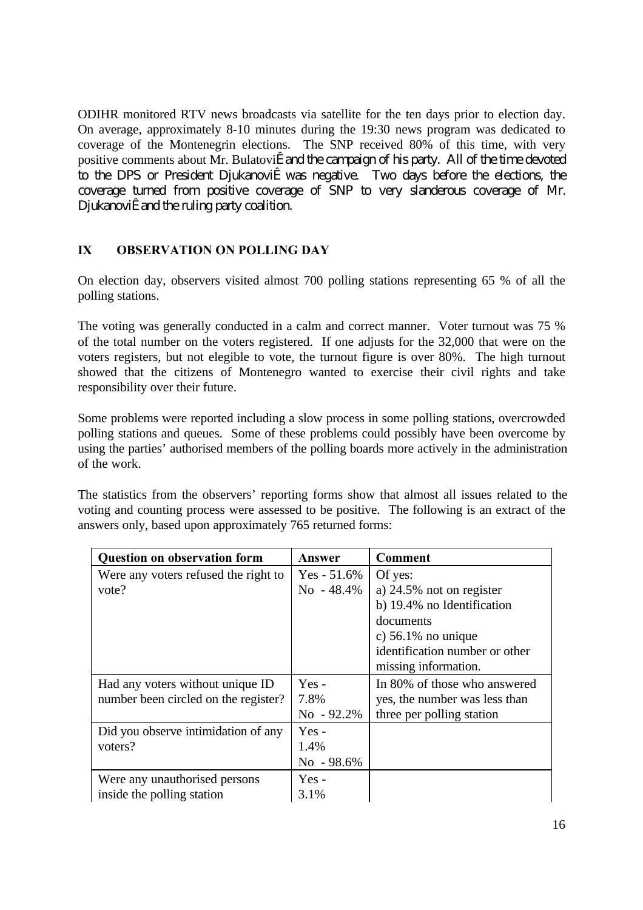ODIHR monitored RTV news broadcasts via satellite for the ten days prior to election day. On average, approximately 8-10 minutes during the 19:30 news program was dedicated to coverage of the Montenegrin elections. The SNP received 80% of this time, with very positive comments about Mr. BulatoviÊ and the campaign of his party. All of the time devoted to the DPS or President DjukanoviÊ was negative. Two days before the elections, the coverage turned from positive coverage of SNP to very slanderous coverage of Mr. DjukanoviÊ and the ruling party coalition.

## IX OBSERVATION ON POLLING DAY

On election day, observers visited almost 700 polling stations representing 65 % of all the polling stations.

The voting was generally conducted in a calm and correct manner. Voter turnout was 75 % of the total number on the voters registered. If one adjusts for the 32,000 that were on the voters registers, but not elegible to vote, the turnout figure is over 80%. The high turnout showed that the citizens of Montenegro wanted to exercise their civil rights and take responsibility over their future.

Some problems were reported including a slow process in some polling stations, overcrowded polling stations and queues. Some of these problems could possibly have been overcome by using the parties' authorised members of the polling boards more actively in the administration of the work.

The statistics from the observers' reporting forms show that almost all issues related to the voting and counting process were assessed to be positive. The following is an extract of the answers only, based upon approximately 765 returned forms:

| Question on observation form | Answer | Comment |
|---|---|---|
| Were any voters refused the right to vote? | Yes - 51.6%<br>No - 48.4% | Of yes:<br>a) 24.5% not on register<br>b) 19.4% no Identification documents<br>c) 56.1% no unique identification number or other missing information. |
| Had any voters without unique ID number been circled on the register? | Yes - 7.8%<br>No - 92.2% | In 80% of those who answered yes, the number was less than three per polling station |
| Did you observe intimidation of any voters? | Yes - 1.4%<br>No - 98.6% | |
| Were any unauthorised persons inside the polling station | Yes - 3.1% | |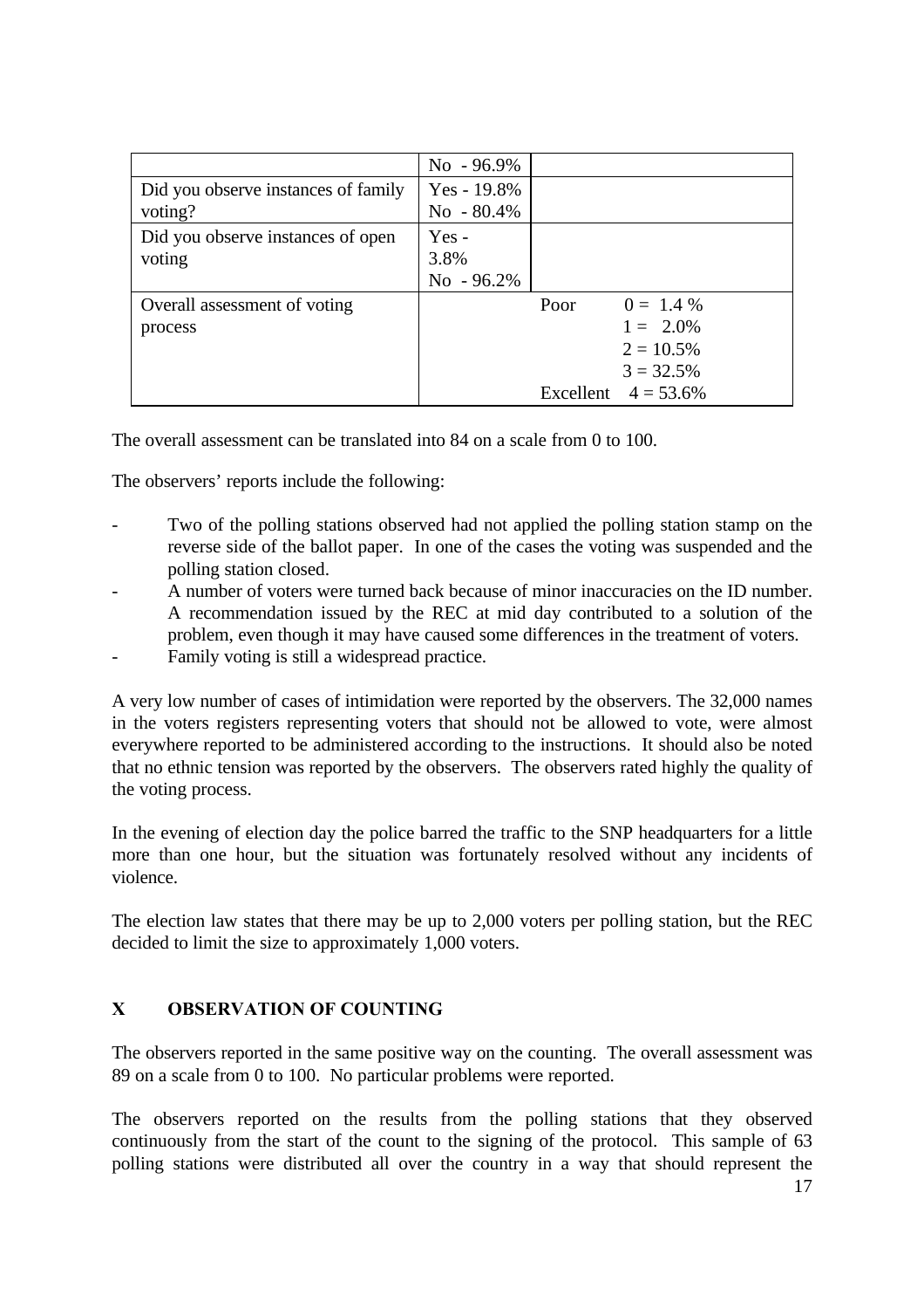|  |  |  |
|---|---|---|
|  | No - 96.9% |  |
| Did you observe instances of family voting? | Yes - 19.8%<br>No - 80.4% |  |
| Did you observe instances of open voting | Yes - 3.8%<br>No - 96.2% |  |
| Overall assessment of voting process | Poor 0 = 1.4 %<br>1 = 2.0%<br>2 = 10.5%<br>3 = 32.5%<br>Excellent 4 = 53.6% | |

The overall assessment can be translated into 84 on a scale from 0 to 100.

The observers' reports include the following:

- Two of the polling stations observed had not applied the polling station stamp on the reverse side of the ballot paper. In one of the cases the voting was suspended and the polling station closed.
- A number of voters were turned back because of minor inaccuracies on the ID number. A recommendation issued by the REC at mid day contributed to a solution of the problem, even though it may have caused some differences in the treatment of voters.
- Family voting is still a widespread practice.

A very low number of cases of intimidation were reported by the observers. The 32,000 names in the voters registers representing voters that should not be allowed to vote, were almost everywhere reported to be administered according to the instructions. It should also be noted that no ethnic tension was reported by the observers. The observers rated highly the quality of the voting process.

In the evening of election day the police barred the traffic to the SNP headquarters for a little more than one hour, but the situation was fortunately resolved without any incidents of violence.

The election law states that there may be up to 2,000 voters per polling station, but the REC decided to limit the size to approximately 1,000 voters.

## X OBSERVATION OF COUNTING

The observers reported in the same positive way on the counting. The overall assessment was 89 on a scale from 0 to 100. No particular problems were reported.

The observers reported on the results from the polling stations that they observed continuously from the start of the count to the signing of the protocol. This sample of 63 polling stations were distributed all over the country in a way that should represent the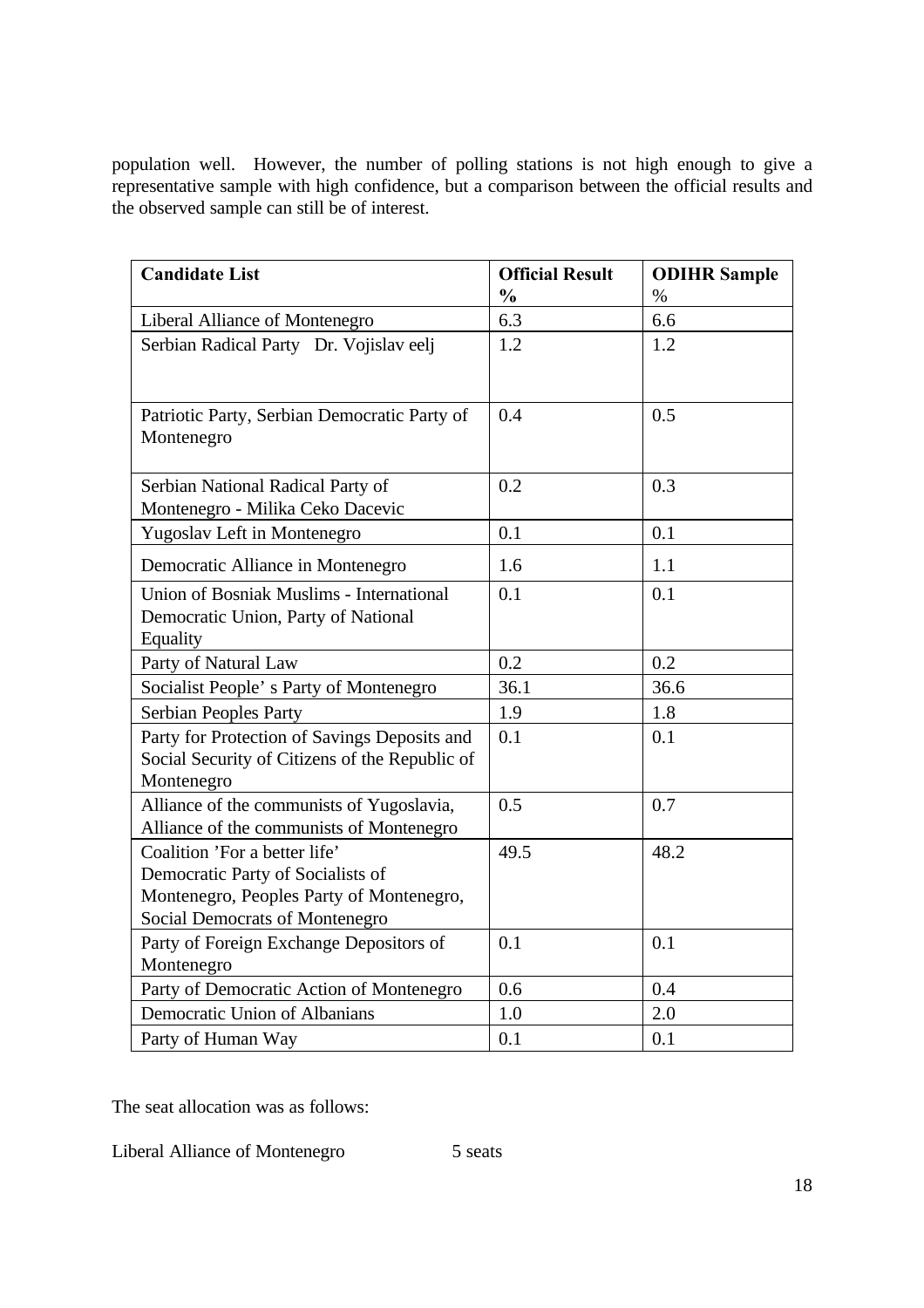population well. However, the number of polling stations is not high enough to give a representative sample with high confidence, but a comparison between the official results and the observed sample can still be of interest.

| **Candidate List** | **Official Result %** | **ODIHR Sample %** |
|---|---|---|
| Liberal Alliance of Montenegro | 6.3 | 6.6 |
| Serbian Radical Party Dr. Vojislav eelj | 1.2 | 1.2 |
| Patriotic Party, Serbian Democratic Party of Montenegro | 0.4 | 0.5 |
| Serbian National Radical Party of Montenegro - Milika Ceko Dacevic | 0.2 | 0.3 |
| Yugoslav Left in Montenegro | 0.1 | 0.1 |
| Democratic Alliance in Montenegro | 1.6 | 1.1 |
| Union of Bosniak Muslims - International Democratic Union, Party of National Equality | 0.1 | 0.1 |
| Party of Natural Law | 0.2 | 0.2 |
| Socialist People' s Party of Montenegro | 36.1 | 36.6 |
| Serbian Peoples Party | 1.9 | 1.8 |
| Party for Protection of Savings Deposits and Social Security of Citizens of the Republic of Montenegro | 0.1 | 0.1 |
| Alliance of the communists of Yugoslavia, Alliance of the communists of Montenegro | 0.5 | 0.7 |
| Coalition 'For a better life' Democratic Party of Socialists of Montenegro, Peoples Party of Montenegro, Social Democrats of Montenegro | 49.5 | 48.2 |
| Party of Foreign Exchange Depositors of Montenegro | 0.1 | 0.1 |
| Party of Democratic Action of Montenegro | 0.6 | 0.4 |
| Democratic Union of Albanians | 1.0 | 2.0 |
| Party of Human Way | 0.1 | 0.1 |

The seat allocation was as follows:

Liberal Alliance of Montenegro 5 seats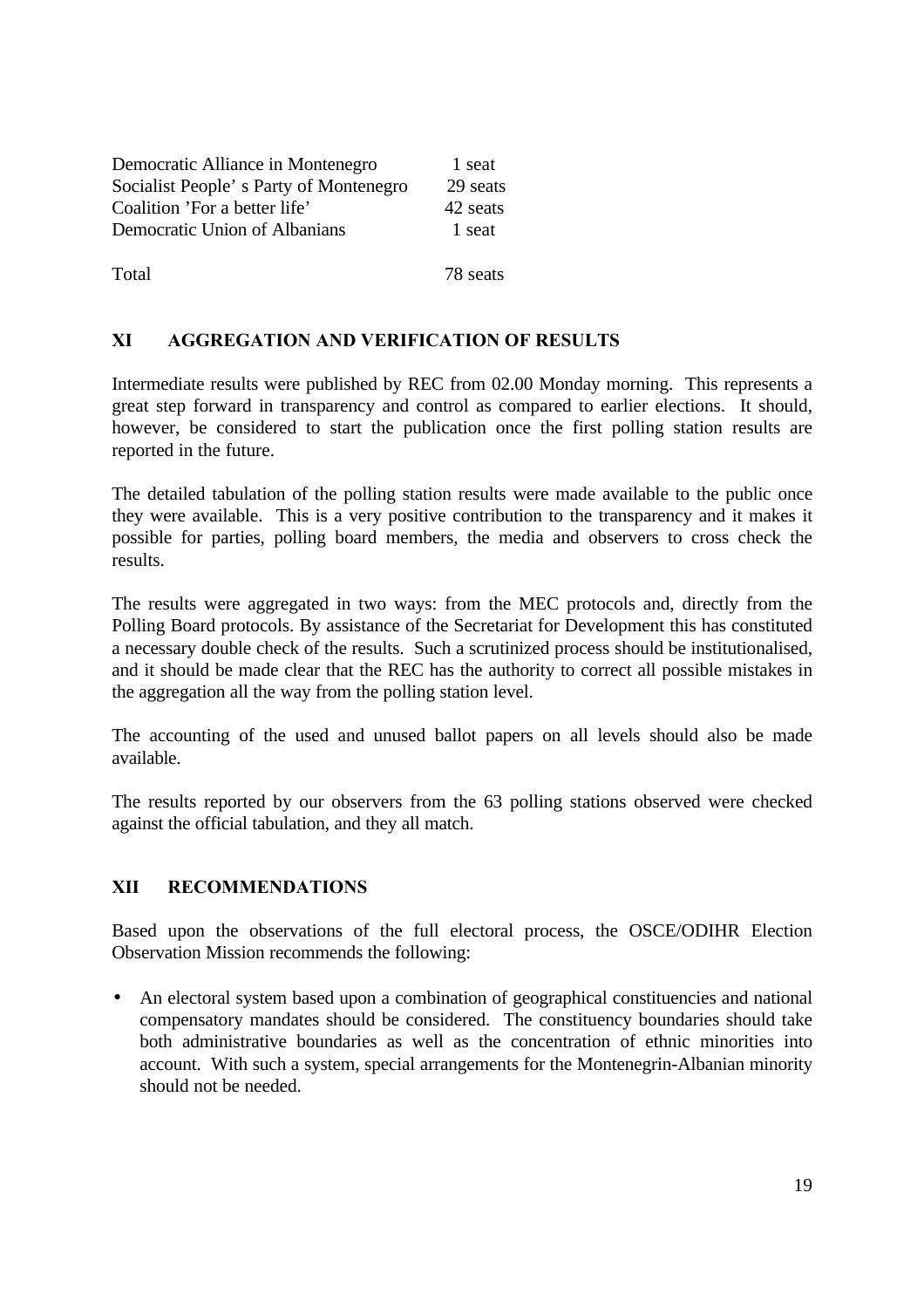| | |
|---|---|
| Democratic Alliance in Montenegro | 1 seat |
| Socialist People' s Party of Montenegro | 29 seats |
| Coalition 'For a better life' | 42 seats |
| Democratic Union of Albanians | 1 seat |
| | |
| Total | 78 seats |

## XI AGGREGATION AND VERIFICATION OF RESULTS

Intermediate results were published by REC from 02.00 Monday morning. This represents a great step forward in transparency and control as compared to earlier elections. It should, however, be considered to start the publication once the first polling station results are reported in the future.

The detailed tabulation of the polling station results were made available to the public once they were available. This is a very positive contribution to the transparency and it makes it possible for parties, polling board members, the media and observers to cross check the results.

The results were aggregated in two ways: from the MEC protocols and, directly from the Polling Board protocols. By assistance of the Secretariat for Development this has constituted a necessary double check of the results. Such a scrutinized process should be institutionalised, and it should be made clear that the REC has the authority to correct all possible mistakes in the aggregation all the way from the polling station level.

The accounting of the used and unused ballot papers on all levels should also be made available.

The results reported by our observers from the 63 polling stations observed were checked against the official tabulation, and they all match.

## XII RECOMMENDATIONS

Based upon the observations of the full electoral process, the OSCE/ODIHR Election Observation Mission recommends the following:

- An electoral system based upon a combination of geographical constituencies and national compensatory mandates should be considered. The constituency boundaries should take both administrative boundaries as well as the concentration of ethnic minorities into account. With such a system, special arrangements for the Montenegrin-Albanian minority should not be needed.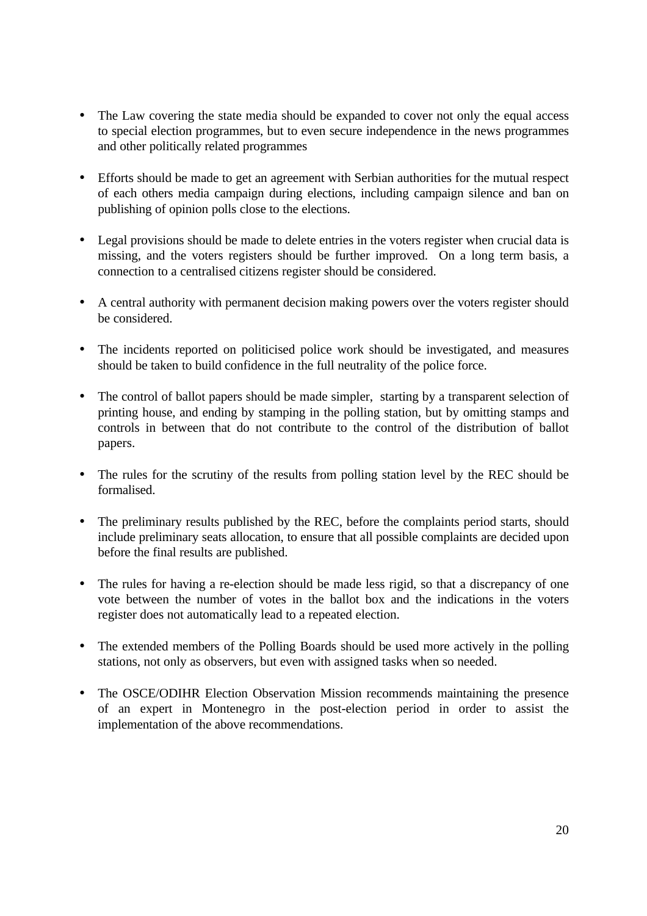- The Law covering the state media should be expanded to cover not only the equal access to special election programmes, but to even secure independence in the news programmes and other politically related programmes

- Efforts should be made to get an agreement with Serbian authorities for the mutual respect of each others media campaign during elections, including campaign silence and ban on publishing of opinion polls close to the elections.

- Legal provisions should be made to delete entries in the voters register when crucial data is missing, and the voters registers should be further improved. On a long term basis, a connection to a centralised citizens register should be considered.

- A central authority with permanent decision making powers over the voters register should be considered.

- The incidents reported on politicised police work should be investigated, and measures should be taken to build confidence in the full neutrality of the police force.

- The control of ballot papers should be made simpler, starting by a transparent selection of printing house, and ending by stamping in the polling station, but by omitting stamps and controls in between that do not contribute to the control of the distribution of ballot papers.

- The rules for the scrutiny of the results from polling station level by the REC should be formalised.

- The preliminary results published by the REC, before the complaints period starts, should include preliminary seats allocation, to ensure that all possible complaints are decided upon before the final results are published.

- The rules for having a re-election should be made less rigid, so that a discrepancy of one vote between the number of votes in the ballot box and the indications in the voters register does not automatically lead to a repeated election.

- The extended members of the Polling Boards should be used more actively in the polling stations, not only as observers, but even with assigned tasks when so needed.

- The OSCE/ODIHR Election Observation Mission recommends maintaining the presence of an expert in Montenegro in the post-election period in order to assist the implementation of the above recommendations.